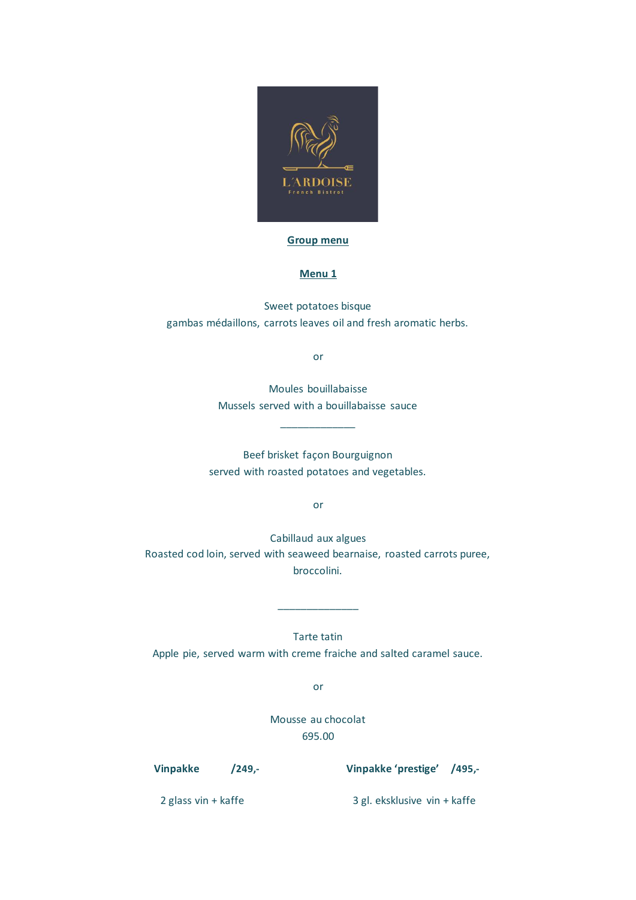L'ARDOISE

French Bistrot

## Group menu

### Menu 1

Sweet potatoes bisque
gambas médaillons, carrots leaves oil and fresh aromatic herbs.

or

Moules bouillabaisse
Mussels served with a bouillabaisse sauce

______________

Beef brisket façon Bourguignon
served with roasted potatoes and vegetables.

or

Cabillaud aux algues
Roasted cod loin, served with seaweed bearnaise, roasted carrots puree, broccolini.

_______________

Tarte tatin
Apple pie, served warm with creme fraiche and salted caramel sauce.

or

Mousse au chocolat

695.00

**Vinpakke /249,-**

2 glass vin + kaffe

**Vinpakke 'prestige' /495,-**

3 gl. eksklusive vin + kaffe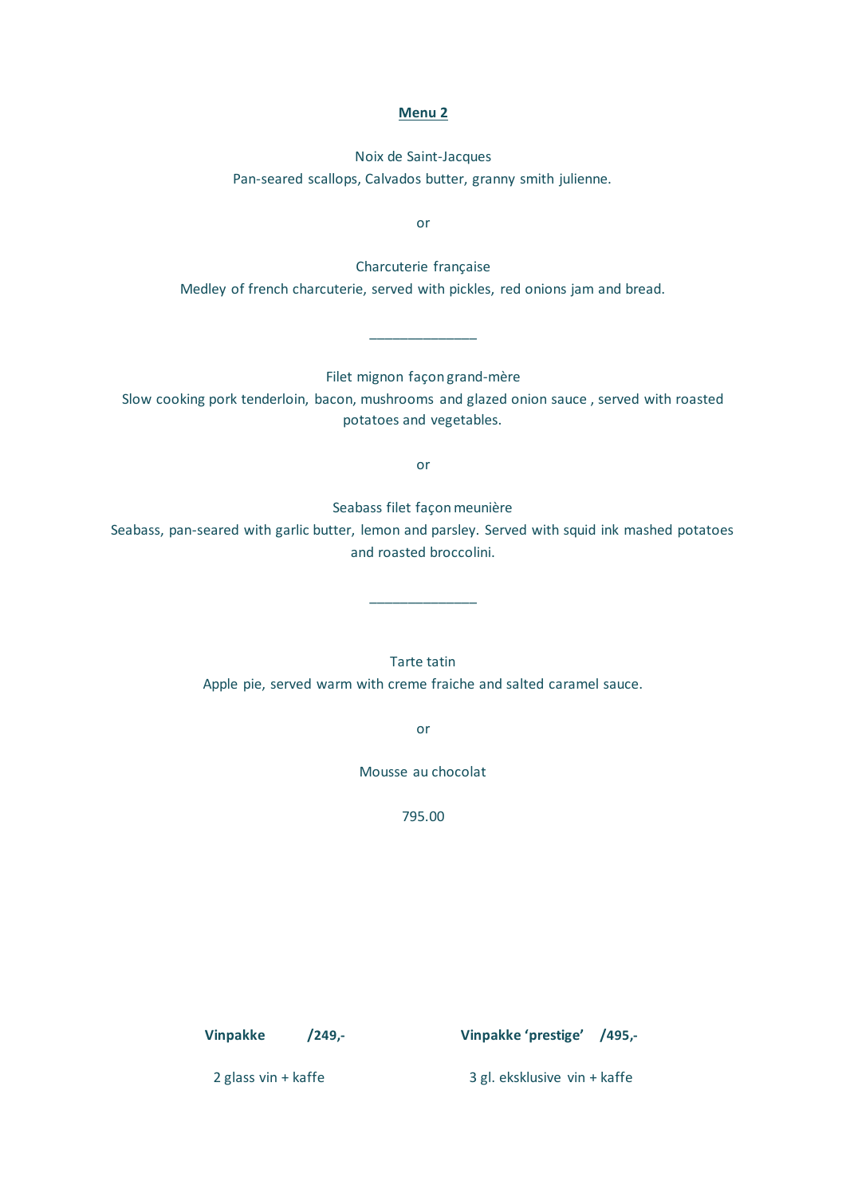## **Menu 2**

Noix de Saint-Jacques
Pan-seared scallops, Calvados butter, granny smith julienne.

or

Charcuterie française
Medley of french charcuterie, served with pickles, red onions jam and bread.

______________

Filet mignon façon grand-mère
Slow cooking pork tenderloin, bacon, mushrooms and glazed onion sauce , served with roasted potatoes and vegetables.

or

Seabass filet façon meunière
Seabass, pan-seared with garlic butter, lemon and parsley. Served with squid ink mashed potatoes and roasted broccolini.

______________

Tarte tatin
Apple pie, served warm with creme fraiche and salted caramel sauce.

or

Mousse au chocolat

795.00

**Vinpakke /249,-**

2 glass vin + kaffe

**Vinpakke 'prestige' /495,-**

3 gl. eksklusive vin + kaffe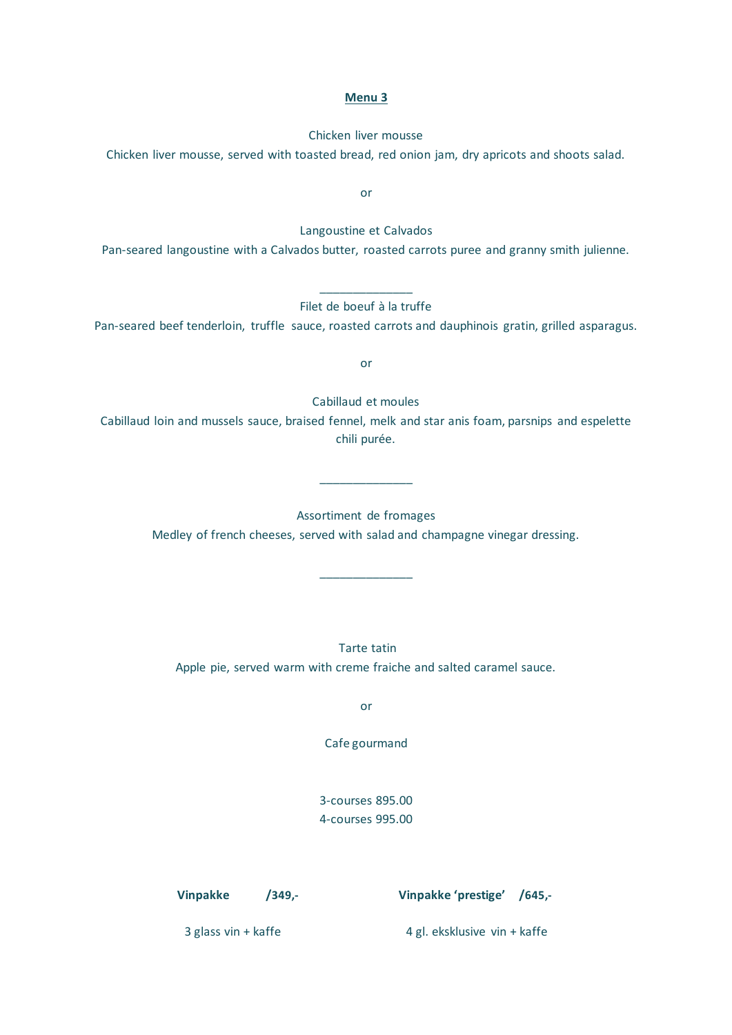# **Menu 3**

Chicken liver mousse

Chicken liver mousse, served with toasted bread, red onion jam, dry apricots and shoots salad.

or

Langoustine et Calvados

Pan-seared langoustine with a Calvados butter, roasted carrots puree and granny smith julienne.

_______________

Filet de boeuf à la truffe

Pan-seared beef tenderloin, truffle sauce, roasted carrots and dauphinois gratin, grilled asparagus.

or

Cabillaud et moules

Cabillaud loin and mussels sauce, braised fennel, melk and star anis foam, parsnips and espelette chili purée.

_______________

Assortiment de fromages

Medley of french cheeses, served with salad and champagne vinegar dressing.

_______________

Tarte tatin

Apple pie, served warm with creme fraiche and salted caramel sauce.

or

Cafe gourmand

3-courses 895.00
4-courses 995.00

**Vinpakke /349,-**

3 glass vin + kaffe

**Vinpakke 'prestige' /645,-**

4 gl. eksklusive vin + kaffe